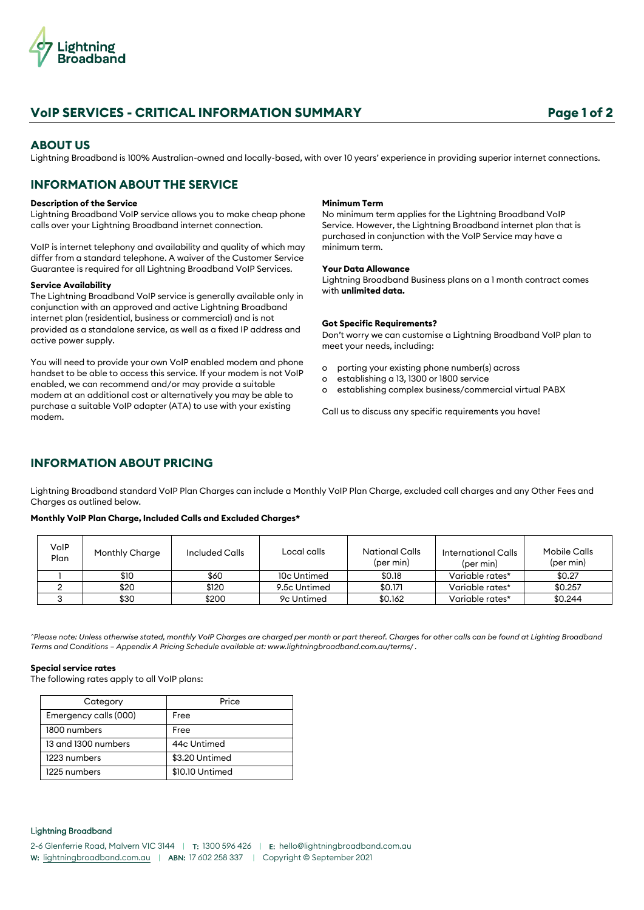Lightning Broadband

# VoIP SERVICES - CRITICAL INFORMATION SUMMARY

## ABOUT US

Lightning Broadband is 100% Australian-owned and locally-based, with over 10 years' experience in providing superior internet connections.

## INFORMATION ABOUT THE SERVICE

**Description of the Service**

Lightning Broadband VoIP service allows you to make cheap phone calls over your Lightning Broadband internet connection.

VoIP is internet telephony and availability and quality of which may differ from a standard telephone. A waiver of the Customer Service Guarantee is required for all Lightning Broadband VoIP Services.

**Service Availability**

The Lightning Broadband VoIP service is generally available only in conjunction with an approved and active Lightning Broadband internet plan (residential, business or commercial) and is not provided as a standalone service, as well as a fixed IP address and active power supply.

You will need to provide your own VoIP enabled modem and phone handset to be able to access this service. If your modem is not VoIP enabled, we can recommend and/or may provide a suitable modem at an additional cost or alternatively you may be able to purchase a suitable VoIP adapter (ATA) to use with your existing modem.

**Minimum Term**

No minimum term applies for the Lightning Broadband VoIP Service. However, the Lightning Broadband internet plan that is purchased in conjunction with the VoIP Service may have a minimum term.

**Your Data Allowance**

Lightning Broadband Business plans on a 1 month contract comes with **unlimited data.**

**Got Specific Requirements?**

Don't worry we can customise a Lightning Broadband VoIP plan to meet your needs, including:

- porting your existing phone number(s) across
- establishing a 13, 1300 or 1800 service
- establishing complex business/commercial virtual PABX

Call us to discuss any specific requirements you have!

## INFORMATION ABOUT PRICING

Lightning Broadband standard VoIP Plan Charges can include a Monthly VoIP Plan Charge, excluded call charges and any Other Fees and Charges as outlined below.

**Monthly VoIP Plan Charge, Included Calls and Excluded Charges***

| VoIP Plan | Monthly Charge | Included Calls | Local calls | National Calls (per min) | International Calls (per min) | Mobile Calls (per min) |
|---|---|---|---|---|---|---|
| 1 | $10 | $60 | 10c Untimed | $0.18 | Variable rates* | $0.27 |
| 2 | $20 | $120 | 9.5c Untimed | $0.171 | Variable rates* | $0.257 |
| 3 | $30 | $200 | 9c Untimed | $0.162 | Variable rates* | $0.244 |

*^Please note: Unless otherwise stated, monthly VoIP Charges are charged per month or part thereof. Charges for other calls can be found at Lighting Broadband Terms and Conditions – Appendix A Pricing Schedule available at: www.lightningbroadband.com.au/terms/ .*

**Special service rates**

The following rates apply to all VoIP plans:

| Category | Price |
|---|---|
| Emergency calls (000) | Free |
| 1800 numbers | Free |
| 13 and 1300 numbers | 44c Untimed |
| 1223 numbers | $3.20 Untimed |
| 1225 numbers | $10.10 Untimed |

Lightning Broadband

2-6 Glenferrie Road, Malvern VIC 3144 | T: 1300 596 426 | E: hello@lightningbroadband.com.au
W: lightningbroadband.com.au | ABN: 17 602 258 337 | Copyright © September 2021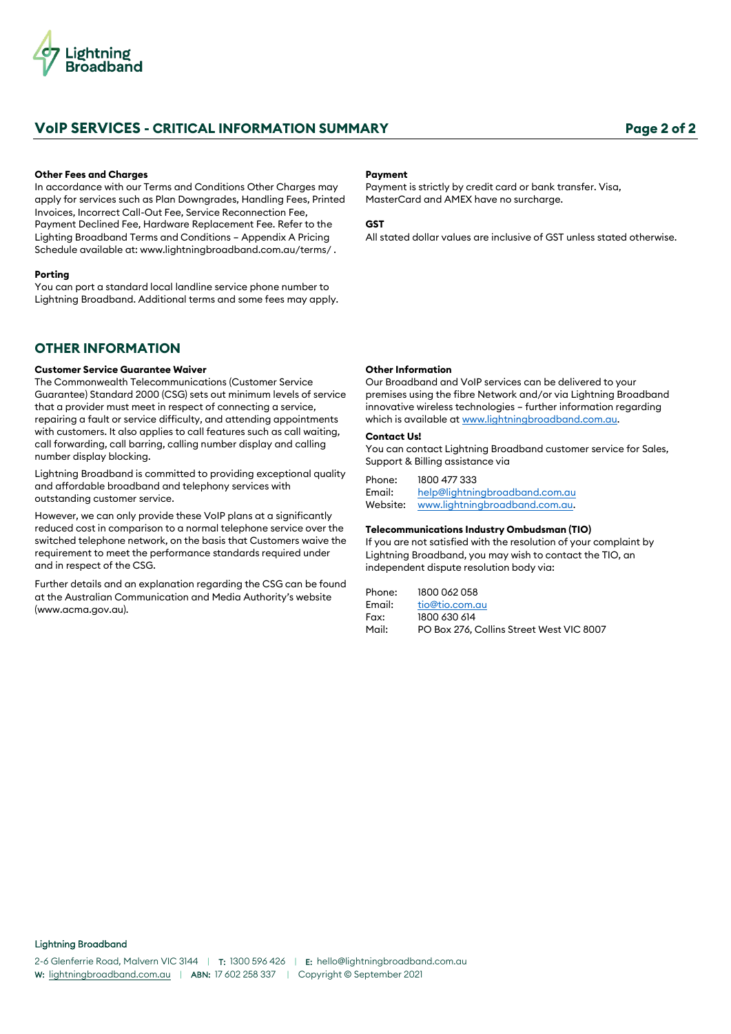## VoIP SERVICES - CRITICAL INFORMATION SUMMARY

**Other Fees and Charges**
In accordance with our Terms and Conditions Other Charges may apply for services such as Plan Downgrades, Handling Fees, Printed Invoices, Incorrect Call-Out Fee, Service Reconnection Fee, Payment Declined Fee, Hardware Replacement Fee. Refer to the Lighting Broadband Terms and Conditions – Appendix A Pricing Schedule available at: www.lightningbroadband.com.au/terms/ .

**Porting**
You can port a standard local landline service phone number to Lightning Broadband. Additional terms and some fees may apply.

**Payment**
Payment is strictly by credit card or bank transfer. Visa, MasterCard and AMEX have no surcharge.

**GST**
All stated dollar values are inclusive of GST unless stated otherwise.

## OTHER INFORMATION

**Customer Service Guarantee Waiver**
The Commonwealth Telecommunications (Customer Service Guarantee) Standard 2000 (CSG) sets out minimum levels of service that a provider must meet in respect of connecting a service, repairing a fault or service difficulty, and attending appointments with customers. It also applies to call features such as call waiting, call forwarding, call barring, calling number display and calling number display blocking.

Lightning Broadband is committed to providing exceptional quality and affordable broadband and telephony services with outstanding customer service.

However, we can only provide these VoIP plans at a significantly reduced cost in comparison to a normal telephone service over the switched telephone network, on the basis that Customers waive the requirement to meet the performance standards required under and in respect of the CSG.

Further details and an explanation regarding the CSG can be found at the Australian Communication and Media Authority's website (www.acma.gov.au).

**Other Information**
Our Broadband and VoIP services can be delivered to your premises using the fibre Network and/or via Lightning Broadband innovative wireless technologies – further information regarding which is available at www.lightningbroadband.com.au.

**Contact Us!**
You can contact Lightning Broadband customer service for Sales, Support & Billing assistance via

Phone: 1800 477 333
Email: help@lightningbroadband.com.au
Website: www.lightningbroadband.com.au.

**Telecommunications Industry Ombudsman (TIO)**
If you are not satisfied with the resolution of your complaint by Lightning Broadband, you may wish to contact the TIO, an independent dispute resolution body via:

Phone: 1800 062 058
Email: tio@tio.com.au
Fax: 1800 630 614
Mail: PO Box 276, Collins Street West VIC 8007

Lightning Broadband
2-6 Glenferrie Road, Malvern VIC 3144 | T: 1300 596 426 | E: hello@lightningbroadband.com.au
W: lightningbroadband.com.au | ABN: 17 602 258 337 | Copyright © September 2021